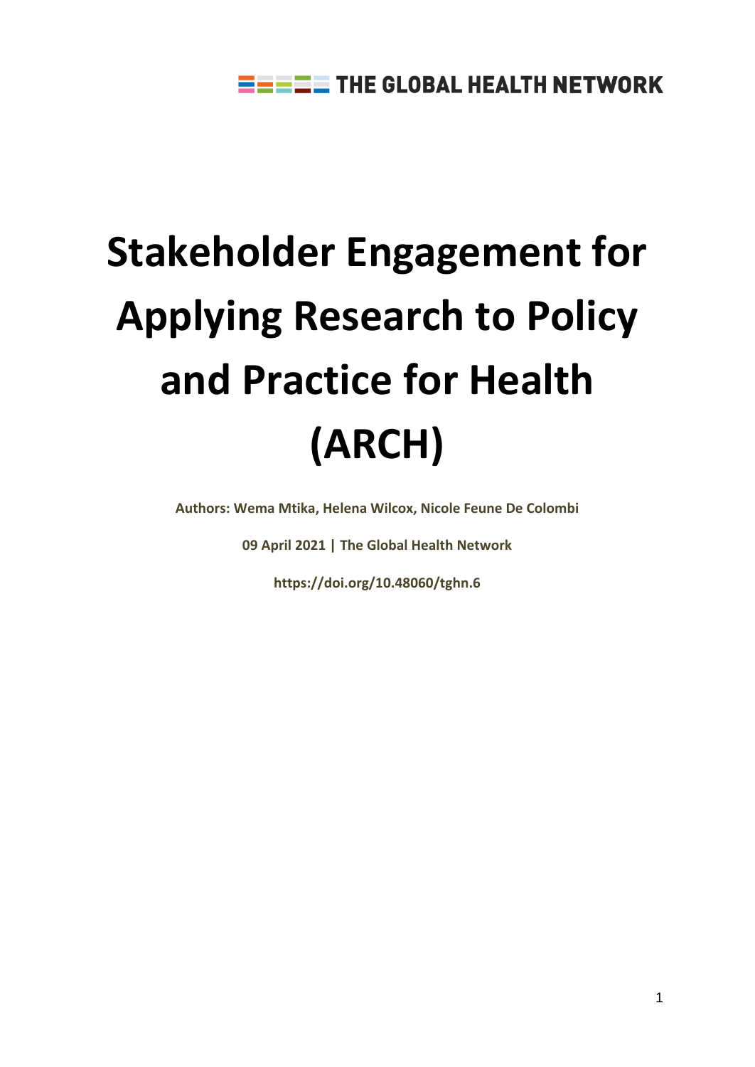THE GLOBAL HEALTH NETWORK

# Stakeholder Engagement for Applying Research to Policy and Practice for Health (ARCH)

**Authors: Wema Mtika, Helena Wilcox, Nicole Feune De Colombi**

**09 April 2021 | The Global Health Network**

**https://doi.org/10.48060/tghn.6**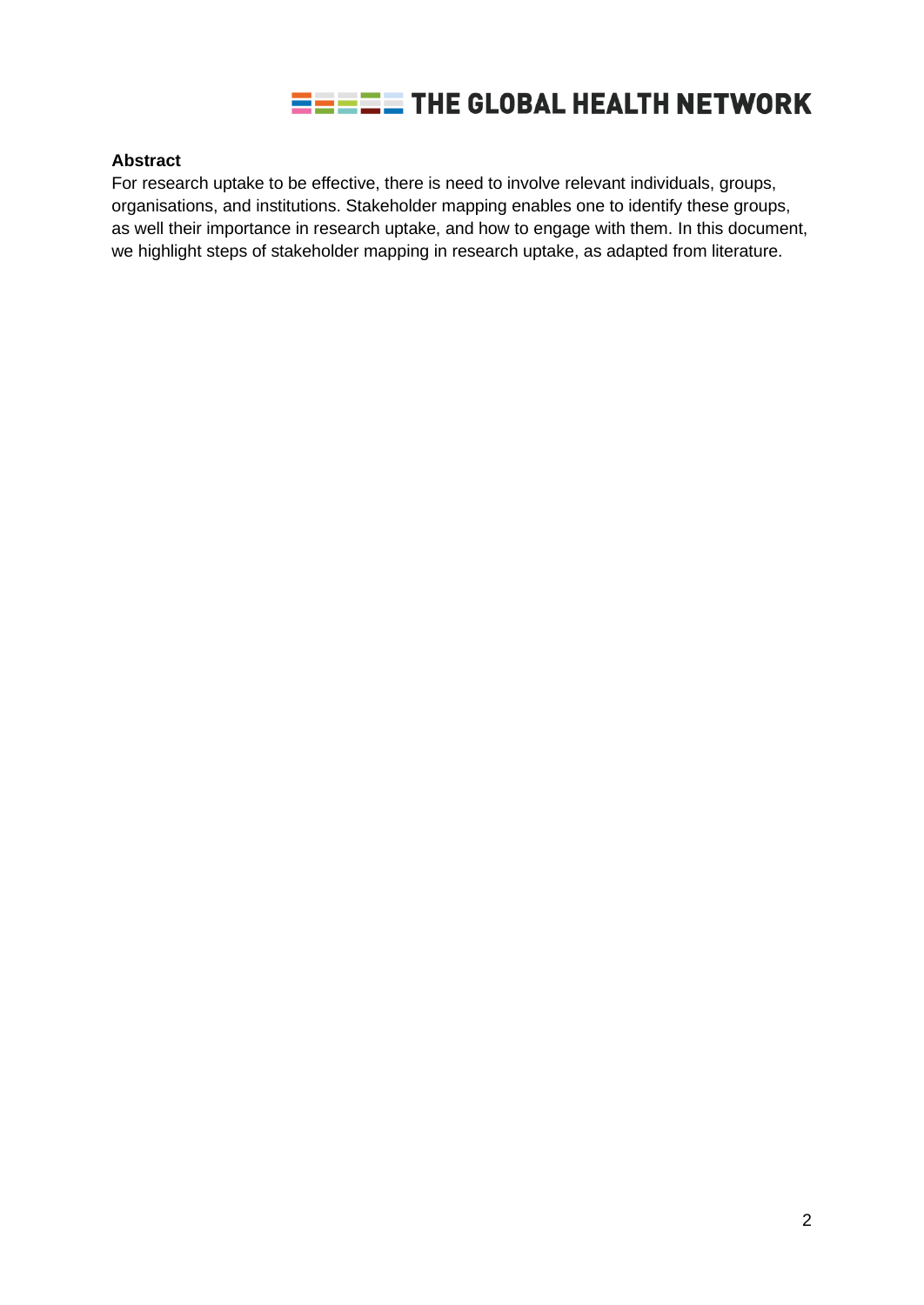**Abstract**

For research uptake to be effective, there is need to involve relevant individuals, groups, organisations, and institutions. Stakeholder mapping enables one to identify these groups, as well their importance in research uptake, and how to engage with them. In this document, we highlight steps of stakeholder mapping in research uptake, as adapted from literature.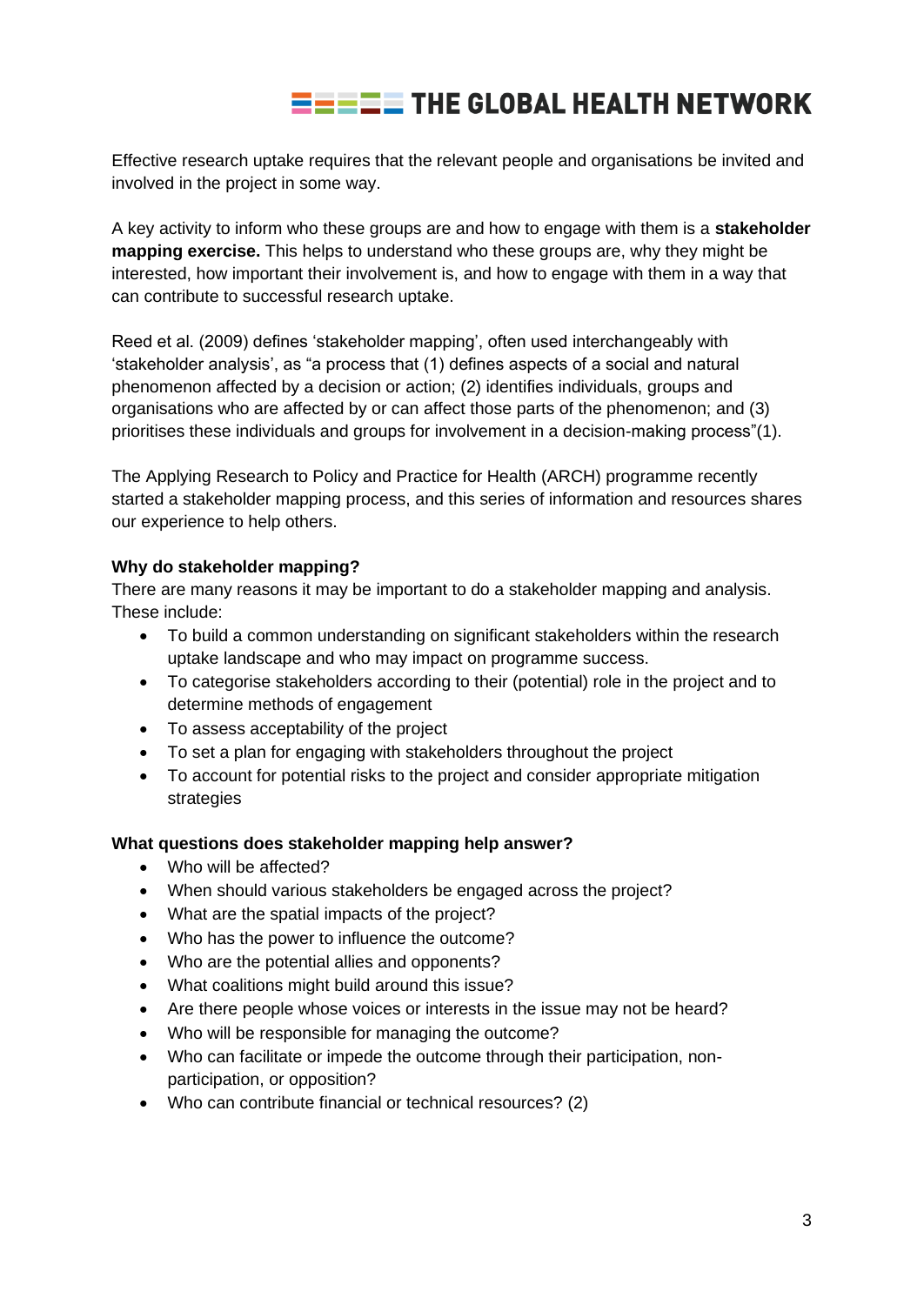Effective research uptake requires that the relevant people and organisations be invited and involved in the project in some way.

A key activity to inform who these groups are and how to engage with them is a **stakeholder mapping exercise.** This helps to understand who these groups are, why they might be interested, how important their involvement is, and how to engage with them in a way that can contribute to successful research uptake.

Reed et al. (2009) defines 'stakeholder mapping', often used interchangeably with 'stakeholder analysis', as "a process that (1) defines aspects of a social and natural phenomenon affected by a decision or action; (2) identifies individuals, groups and organisations who are affected by or can affect those parts of the phenomenon; and (3) prioritises these individuals and groups for involvement in a decision-making process"(1).

The Applying Research to Policy and Practice for Health (ARCH) programme recently started a stakeholder mapping process, and this series of information and resources shares our experience to help others.

**Why do stakeholder mapping?**

There are many reasons it may be important to do a stakeholder mapping and analysis. These include:

- To build a common understanding on significant stakeholders within the research uptake landscape and who may impact on programme success.
- To categorise stakeholders according to their (potential) role in the project and to determine methods of engagement
- To assess acceptability of the project
- To set a plan for engaging with stakeholders throughout the project
- To account for potential risks to the project and consider appropriate mitigation strategies

**What questions does stakeholder mapping help answer?**

- Who will be affected?
- When should various stakeholders be engaged across the project?
- What are the spatial impacts of the project?
- Who has the power to influence the outcome?
- Who are the potential allies and opponents?
- What coalitions might build around this issue?
- Are there people whose voices or interests in the issue may not be heard?
- Who will be responsible for managing the outcome?
- Who can facilitate or impede the outcome through their participation, non-participation, or opposition?
- Who can contribute financial or technical resources? (2)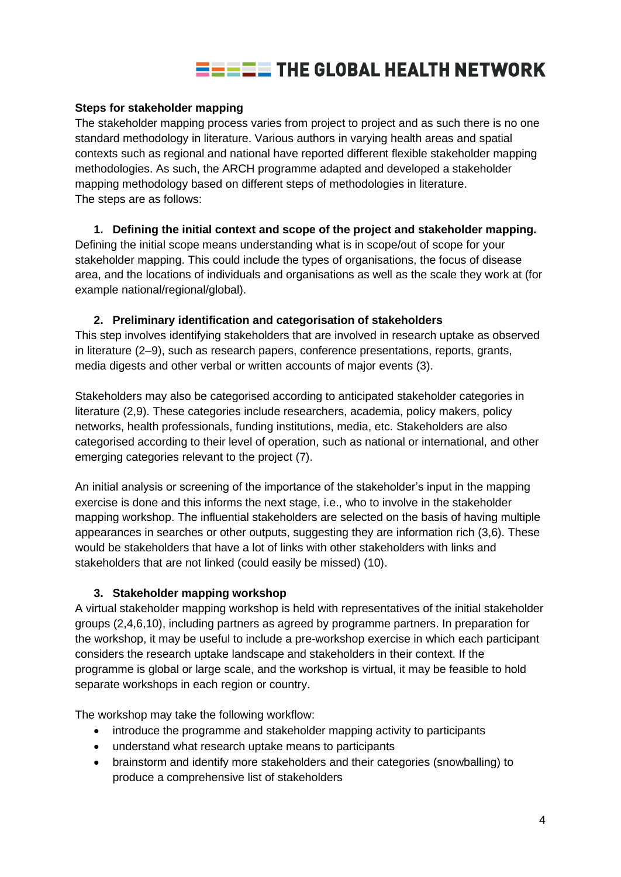**Steps for stakeholder mapping**

The stakeholder mapping process varies from project to project and as such there is no one standard methodology in literature. Various authors in varying health areas and spatial contexts such as regional and national have reported different flexible stakeholder mapping methodologies. As such, the ARCH programme adapted and developed a stakeholder mapping methodology based on different steps of methodologies in literature.
The steps are as follows:

**1. Defining the initial context and scope of the project and stakeholder mapping.**

Defining the initial scope means understanding what is in scope/out of scope for your stakeholder mapping. This could include the types of organisations, the focus of disease area, and the locations of individuals and organisations as well as the scale they work at (for example national/regional/global).

**2. Preliminary identification and categorisation of stakeholders**

This step involves identifying stakeholders that are involved in research uptake as observed in literature (2–9), such as research papers, conference presentations, reports, grants, media digests and other verbal or written accounts of major events (3).

Stakeholders may also be categorised according to anticipated stakeholder categories in literature (2,9). These categories include researchers, academia, policy makers, policy networks, health professionals, funding institutions, media, etc. Stakeholders are also categorised according to their level of operation, such as national or international, and other emerging categories relevant to the project (7).

An initial analysis or screening of the importance of the stakeholder's input in the mapping exercise is done and this informs the next stage, i.e., who to involve in the stakeholder mapping workshop. The influential stakeholders are selected on the basis of having multiple appearances in searches or other outputs, suggesting they are information rich (3,6). These would be stakeholders that have a lot of links with other stakeholders with links and stakeholders that are not linked (could easily be missed) (10).

**3. Stakeholder mapping workshop**

A virtual stakeholder mapping workshop is held with representatives of the initial stakeholder groups (2,4,6,10), including partners as agreed by programme partners. In preparation for the workshop, it may be useful to include a pre-workshop exercise in which each participant considers the research uptake landscape and stakeholders in their context. If the programme is global or large scale, and the workshop is virtual, it may be feasible to hold separate workshops in each region or country.

The workshop may take the following workflow:

- introduce the programme and stakeholder mapping activity to participants
- understand what research uptake means to participants
- brainstorm and identify more stakeholders and their categories (snowballing) to produce a comprehensive list of stakeholders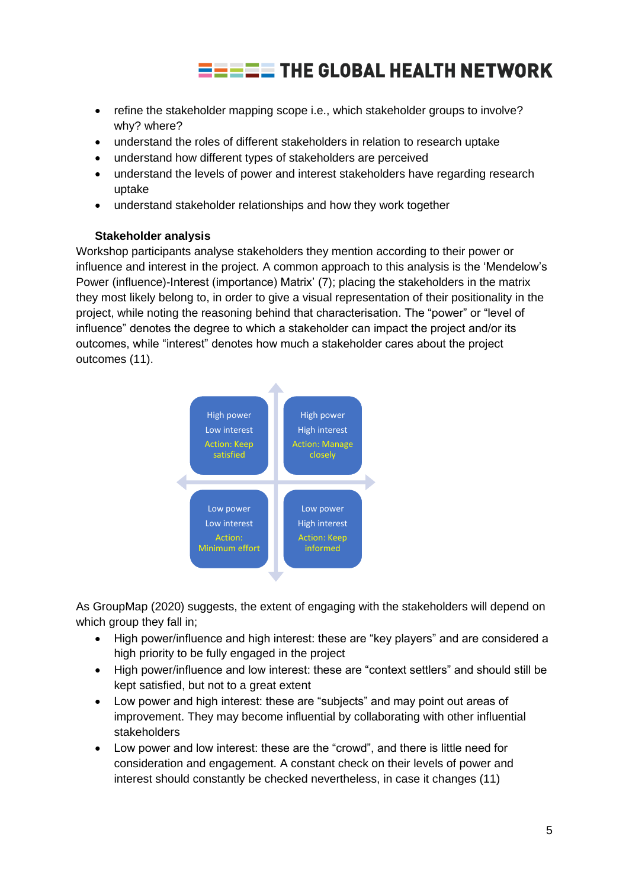- refine the stakeholder mapping scope i.e., which stakeholder groups to involve? why? where?
- understand the roles of different stakeholders in relation to research uptake
- understand how different types of stakeholders are perceived
- understand the levels of power and interest stakeholders have regarding research uptake
- understand stakeholder relationships and how they work together

**Stakeholder analysis**

Workshop participants analyse stakeholders they mention according to their power or influence and interest in the project. A common approach to this analysis is the 'Mendelow's Power (influence)-Interest (importance) Matrix' (7); placing the stakeholders in the matrix they most likely belong to, in order to give a visual representation of their positionality in the project, while noting the reasoning behind that characterisation. The "power" or "level of influence" denotes the degree to which a stakeholder can impact the project and/or its outcomes, while "interest" denotes how much a stakeholder cares about the project outcomes (11).

| High power<br>Low interest<br>Action: Keep satisfied | High power<br>High interest<br>Action: Manage closely |
|---|---|
| Low power<br>Low interest<br>Action: Minimum effort | Low power<br>High interest<br>Action: Keep informed |

As GroupMap (2020) suggests, the extent of engaging with the stakeholders will depend on which group they fall in;

- High power/influence and high interest: these are "key players" and are considered a high priority to be fully engaged in the project
- High power/influence and low interest: these are "context settlers" and should still be kept satisfied, but not to a great extent
- Low power and high interest: these are "subjects" and may point out areas of improvement. They may become influential by collaborating with other influential stakeholders
- Low power and low interest: these are the "crowd", and there is little need for consideration and engagement. A constant check on their levels of power and interest should constantly be checked nevertheless, in case it changes (11)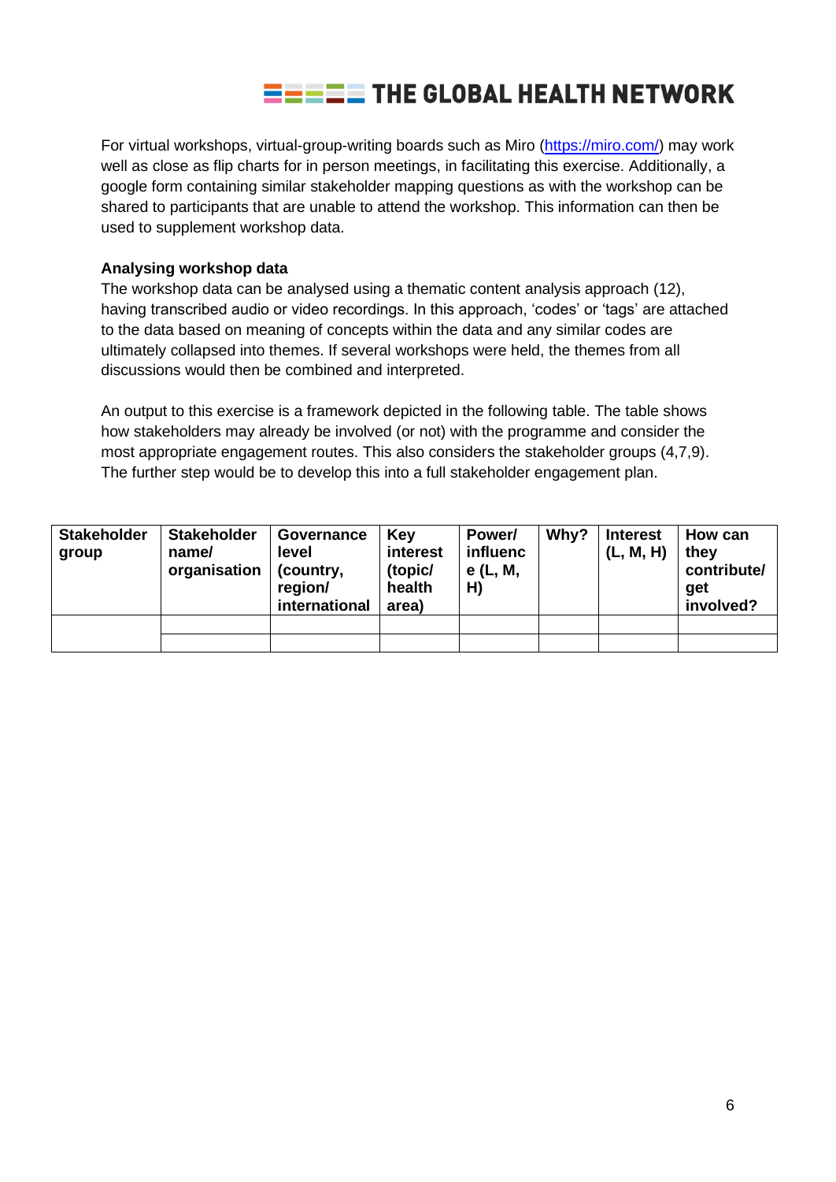For virtual workshops, virtual-group-writing boards such as Miro (https://miro.com/) may work well as close as flip charts for in person meetings, in facilitating this exercise. Additionally, a google form containing similar stakeholder mapping questions as with the workshop can be shared to participants that are unable to attend the workshop. This information can then be used to supplement workshop data.

**Analysing workshop data**

The workshop data can be analysed using a thematic content analysis approach (12), having transcribed audio or video recordings. In this approach, 'codes' or 'tags' are attached to the data based on meaning of concepts within the data and any similar codes are ultimately collapsed into themes. If several workshops were held, the themes from all discussions would then be combined and interpreted.

An output to this exercise is a framework depicted in the following table. The table shows how stakeholders may already be involved (or not) with the programme and consider the most appropriate engagement routes. This also considers the stakeholder groups (4,7,9). The further step would be to develop this into a full stakeholder engagement plan.

| Stakeholder group | Stakeholder name/ organisation | Governance level (country, region/ international | Key interest (topic/ health area) | Power/ influence (L, M, H) | Why? | Interest (L, M, H) | How can they contribute/ get involved? |
|---|---|---|---|---|---|---|---|
| | | | | | | | |
| | | | | | | | |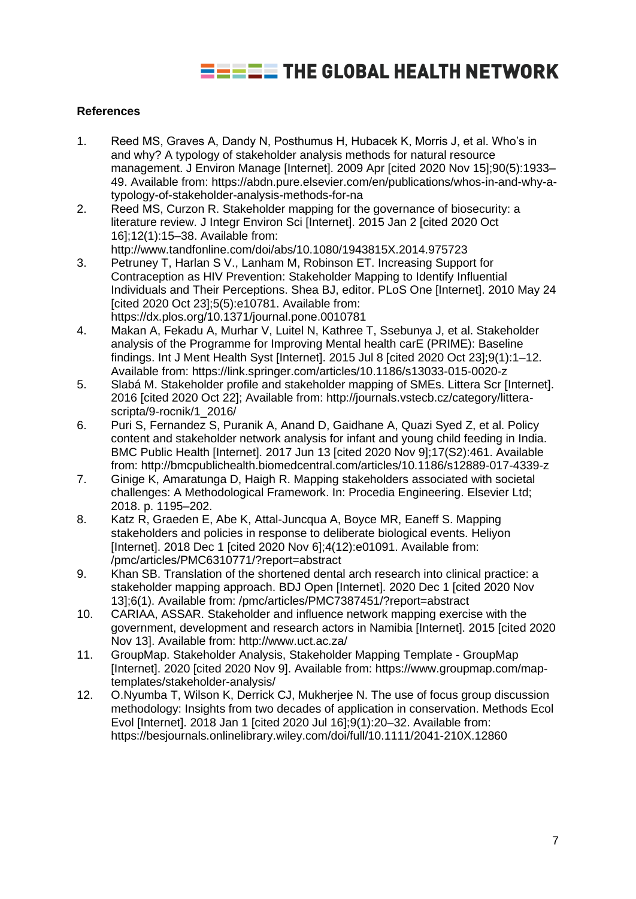**References**

1. Reed MS, Graves A, Dandy N, Posthumus H, Hubacek K, Morris J, et al. Who's in and why? A typology of stakeholder analysis methods for natural resource management. J Environ Manage [Internet]. 2009 Apr [cited 2020 Nov 15];90(5):1933–49. Available from: https://abdn.pure.elsevier.com/en/publications/whos-in-and-why-a-typology-of-stakeholder-analysis-methods-for-na
2. Reed MS, Curzon R. Stakeholder mapping for the governance of biosecurity: a literature review. J Integr Environ Sci [Internet]. 2015 Jan 2 [cited 2020 Oct 16];12(1):15–38. Available from: http://www.tandfonline.com/doi/abs/10.1080/1943815X.2014.975723
3. Petruney T, Harlan S V., Lanham M, Robinson ET. Increasing Support for Contraception as HIV Prevention: Stakeholder Mapping to Identify Influential Individuals and Their Perceptions. Shea BJ, editor. PLoS One [Internet]. 2010 May 24 [cited 2020 Oct 23];5(5):e10781. Available from: https://dx.plos.org/10.1371/journal.pone.0010781
4. Makan A, Fekadu A, Murhar V, Luitel N, Kathree T, Ssebunya J, et al. Stakeholder analysis of the Programme for Improving Mental health carE (PRIME): Baseline findings. Int J Ment Health Syst [Internet]. 2015 Jul 8 [cited 2020 Oct 23];9(1):1–12. Available from: https://link.springer.com/articles/10.1186/s13033-015-0020-z
5. Slabá M. Stakeholder profile and stakeholder mapping of SMEs. Littera Scr [Internet]. 2016 [cited 2020 Oct 22]; Available from: http://journals.vstecb.cz/category/littera-scripta/9-rocnik/1_2016/
6. Puri S, Fernandez S, Puranik A, Anand D, Gaidhane A, Quazi Syed Z, et al. Policy content and stakeholder network analysis for infant and young child feeding in India. BMC Public Health [Internet]. 2017 Jun 13 [cited 2020 Nov 9];17(S2):461. Available from: http://bmcpublichealth.biomedcentral.com/articles/10.1186/s12889-017-4339-z
7. Ginige K, Amaratunga D, Haigh R. Mapping stakeholders associated with societal challenges: A Methodological Framework. In: Procedia Engineering. Elsevier Ltd; 2018. p. 1195–202.
8. Katz R, Graeden E, Abe K, Attal-Juncqua A, Boyce MR, Eaneff S. Mapping stakeholders and policies in response to deliberate biological events. Heliyon [Internet]. 2018 Dec 1 [cited 2020 Nov 6];4(12):e01091. Available from: /pmc/articles/PMC6310771/?report=abstract
9. Khan SB. Translation of the shortened dental arch research into clinical practice: a stakeholder mapping approach. BDJ Open [Internet]. 2020 Dec 1 [cited 2020 Nov 13];6(1). Available from: /pmc/articles/PMC7387451/?report=abstract
10. CARIAA, ASSAR. Stakeholder and influence network mapping exercise with the government, development and research actors in Namibia [Internet]. 2015 [cited 2020 Nov 13]. Available from: http://www.uct.ac.za/
11. GroupMap. Stakeholder Analysis, Stakeholder Mapping Template - GroupMap [Internet]. 2020 [cited 2020 Nov 9]. Available from: https://www.groupmap.com/map-templates/stakeholder-analysis/
12. O.Nyumba T, Wilson K, Derrick CJ, Mukherjee N. The use of focus group discussion methodology: Insights from two decades of application in conservation. Methods Ecol Evol [Internet]. 2018 Jan 1 [cited 2020 Jul 16];9(1):20–32. Available from: https://besjournals.onlinelibrary.wiley.com/doi/full/10.1111/2041-210X.12860